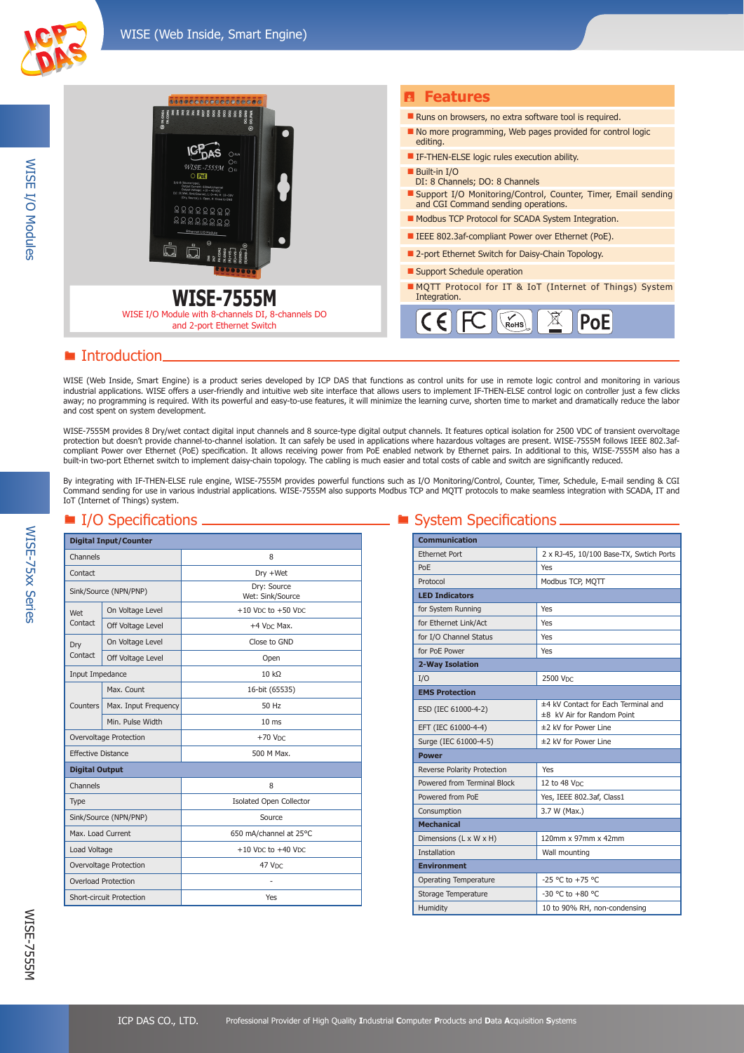# WISE-7555M

WISE I/O Module with 8-channels DI, 8-channels DO and 2-port Ethernet Switch

## Features

- Runs on browsers, no extra software tool is required.
- No more programming, Web pages provided for control logic editing.
- IF-THEN-ELSE logic rules execution ability.
- Built-in I/O
  DI: 8 Channels; DO: 8 Channels
- Support I/O Monitoring/Control, Counter, Timer, Email sending and CGI Command sending operations.
- Modbus TCP Protocol for SCADA System Integration.
- IEEE 802.3af-compliant Power over Ethernet (PoE).
- 2-port Ethernet Switch for Daisy-Chain Topology.
- Support Schedule operation
- MQTT Protocol for IT & IoT (Internet of Things) System Integration.

## Introduction

WISE (Web Inside, Smart Engine) is a product series developed by ICP DAS that functions as control units for use in remote logic control and monitoring in various industrial applications. WISE offers a user-friendly and intuitive web site interface that allows users to implement IF-THEN-ELSE control logic on controller just a few clicks away; no programming is required. With its powerful and easy-to-use features, it will minimize the learning curve, shorten time to market and dramatically reduce the labor and cost spent on system development.

WISE-7555M provides 8 Dry/wet contact digital input channels and 8 source-type digital output channels. It features optical isolation for 2500 VDC of transient overvoltage protection but doesn't provide channel-to-channel isolation. It can safely be used in applications where hazardous voltages are present. WISE-7555M follows IEEE 802.3af-compliant Power over Ethernet (PoE) specification. It allows receiving power from PoE enabled network by Ethernet pairs. In additional to this, WISE-7555M also has a built-in two-port Ethernet switch to implement daisy-chain topology. The cabling is much easier and total costs of cable and switch are significantly reduced.

By integrating with IF-THEN-ELSE rule engine, WISE-7555M provides powerful functions such as I/O Monitoring/Control, Counter, Timer, Schedule, E-mail sending & CGI Command sending for use in various industrial applications. WISE-7555M also supports Modbus TCP and MQTT protocols to make seamless integration with SCADA, IT and IoT (Internet of Things) system.

## I/O Specifications

| Digital Input/Counter | | |
|---|---|---|
| Channels | | 8 |
| Contact | | Dry +Wet |
| Sink/Source (NPN/PNP) | | Dry: Source<br>Wet: Sink/Source |
| Wet Contact | On Voltage Level | +10 VDC to +50 VDC |
| | Off Voltage Level | +4 VDC Max. |
| Dry Contact | On Voltage Level | Close to GND |
| | Off Voltage Level | Open |
| Input Impedance | | 10 kΩ |
| Counters | Max. Count | 16-bit (65535) |
| | Max. Input Frequency | 50 Hz |
| | Min. Pulse Width | 10 ms |
| Overvoltage Protection | | +70 VDC |
| Effective Distance | | 500 M Max. |
| **Digital Output** | | |
| Channels | | 8 |
| Type | | Isolated Open Collector |
| Sink/Source (NPN/PNP) | | Source |
| Max. Load Current | | 650 mA/channel at 25°C |
| Load Voltage | | +10 VDC to +40 VDC |
| Overvoltage Protection | | 47 VDC |
| Overload Protection | | - |
| Short-circuit Protection | | Yes |

## System Specifications

| Communication | |
|---|---|
| Ethernet Port | 2 x RJ-45, 10/100 Base-TX, Swtich Ports |
| PoE | Yes |
| Protocol | Modbus TCP, MQTT |
| **LED Indicators** | |
| for System Running | Yes |
| for Ethernet Link/Act | Yes |
| for I/O Channel Status | Yes |
| for PoE Power | Yes |
| **2-Way Isolation** | |
| I/O | 2500 VDC |
| **EMS Protection** | |
| ESD (IEC 61000-4-2) | ±4 kV Contact for Each Terminal and ±8 kV Air for Random Point |
| EFT (IEC 61000-4-4) | ±2 kV for Power Line |
| Surge (IEC 61000-4-5) | ±2 kV for Power Line |
| **Power** | |
| Reverse Polarity Protection | Yes |
| Powered from Terminal Block | 12 to 48 VDC |
| Powered from PoE | Yes, IEEE 802.3af, Class1 |
| Consumption | 3.7 W (Max.) |
| **Mechanical** | |
| Dimensions (L x W x H) | 120mm x 97mm x 42mm |
| Installation | Wall mounting |
| **Environment** | |
| Operating Temperature | -25 °C to +75 °C |
| Storage Temperature | -30 °C to +80 °C |
| Humidity | 10 to 90% RH, non-condensing |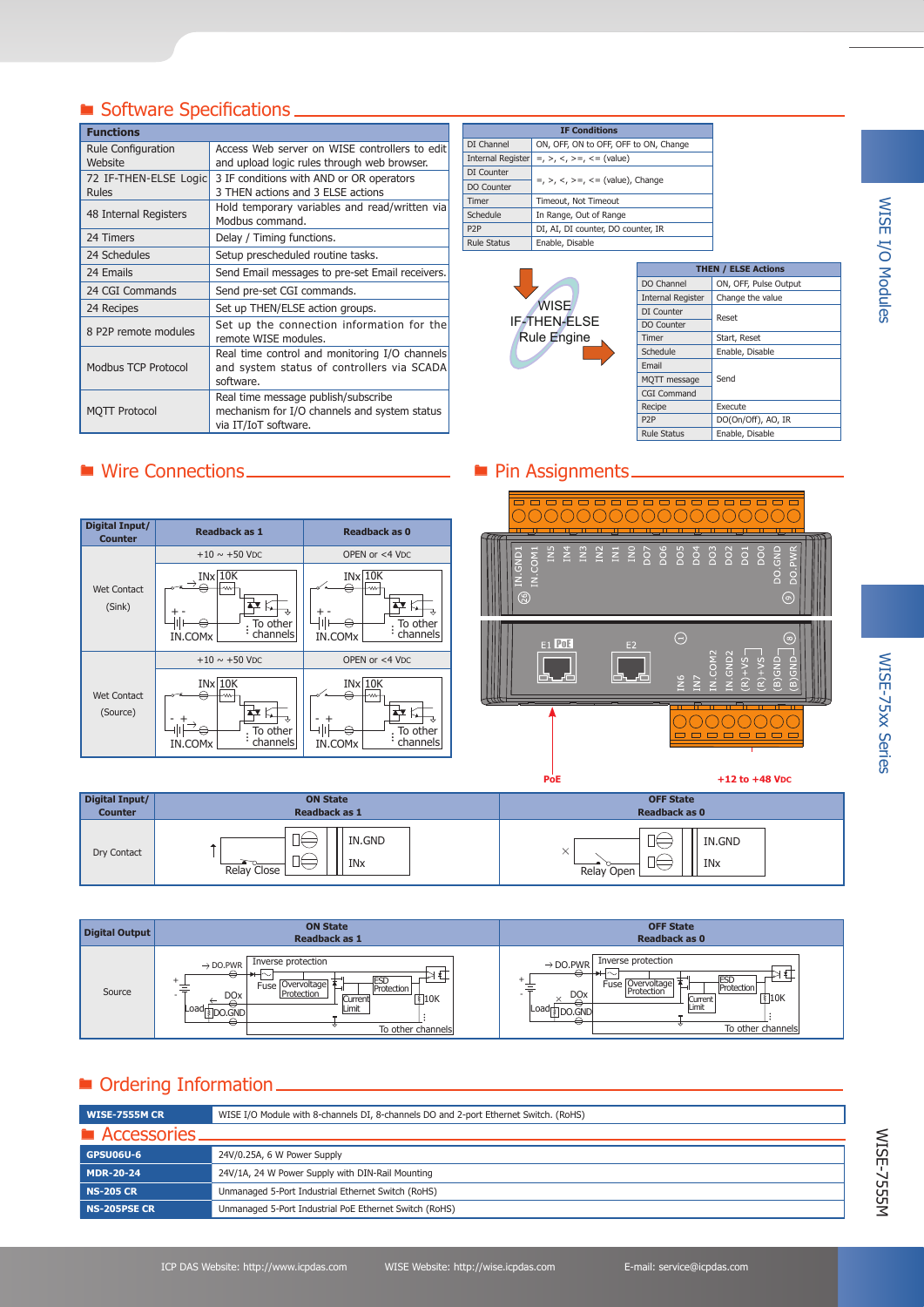## Software Specifications

| Functions | |
|---|---|
| Rule Configuration Website | Access Web server on WISE controllers to edit and upload logic rules through web browser. |
| 72 IF-THEN-ELSE Logic Rules | 3 IF conditions with AND or OR operators<br>3 THEN actions and 3 ELSE actions |
| 48 Internal Registers | Hold temporary variables and read/written via Modbus command. |
| 24 Timers | Delay / Timing functions. |
| 24 Schedules | Setup prescheduled routine tasks. |
| 24 Emails | Send Email messages to pre-set Email receivers. |
| 24 CGI Commands | Send pre-set CGI commands. |
| 24 Recipes | Set up THEN/ELSE action groups. |
| 8 P2P remote modules | Set up the connection information for the remote WISE modules. |
| Modbus TCP Protocol | Real time control and monitoring I/O channels and system status of controllers via SCADA software. |
| MQTT Protocol | Real time message publish/subscribe mechanism for I/O channels and system status via IT/IoT software. |

| IF Conditions | |
|---|---|
| DI Channel | ON, OFF, ON to OFF, OFF to ON, Change |
| Internal Register | =, >, <, >=, <= (value) |
| DI Counter | =, >, <, >=, <= (value), Change |
| DO Counter | =, >, <, >=, <= (value), Change |
| Timer | Timeout, Not Timeout |
| Schedule | In Range, Out of Range |
| P2P | DI, AI, DI counter, DO counter, IR |
| Rule Status | Enable, Disable |

WISE IF-THEN-ELSE Rule Engine

| THEN / ELSE Actions | |
|---|---|
| DO Channel | ON, OFF, Pulse Output |
| Internal Register | Change the value |
| DI Counter | Reset |
| DO Counter | Reset |
| Timer | Start, Reset |
| Schedule | Enable, Disable |
| Email | Send |
| MQTT message | Send |
| CGI Command | Send |
| Recipe | Execute |
| P2P | DO(On/Off), AO, IR |
| Rule Status | Enable, Disable |

## Wire Connections

| Digital Input/ Counter | Readback as 1 | Readback as 0 |
|---|---|---|
| Wet Contact (Sink) | +10 ~ +50 VDC | OPEN or <4 VDC |
| Wet Contact (Source) | +10 ~ +50 VDC | OPEN or <4 VDC |

| Digital Input/ Counter | ON State Readback as 1 | OFF State Readback as 0 |
|---|---|---|
| Dry Contact | Relay Close | Relay Open |

| Digital Output | ON State Readback as 1 | OFF State Readback as 0 |
|---|---|---|
| Source | | |

## Pin Assignments

IN.GND1, IN.COM1, IN5, IN4, IN3, IN2, IN1, IN0, DO7, DO6, DO5, DO4, DO3, DO2, DO1, DO0, DO.GND, DO.PWR

E1 PoE, E2

IN6, IN7, IN.COM2, IN.GND2, (R)+VS, (R)+VS, (B)GND, (B)GND

PoE

+12 to +48 VDC

## Ordering Information

| | |
|---|---|
| WISE-7555M CR | WISE I/O Module with 8-channels DI, 8-channels DO and 2-port Ethernet Switch. (RoHS) |

## Accessories

| | |
|---|---|
| GPSU06U-6 | 24V/0.25A, 6 W Power Supply |
| MDR-20-24 | 24V/1A, 24 W Power Supply with DIN-Rail Mounting |
| NS-205 CR | Unmanaged 5-Port Industrial Ethernet Switch (RoHS) |
| NS-205PSE CR | Unmanaged 5-Port Industrial PoE Ethernet Switch (RoHS) |

ICP DAS Website: http://www.icpdas.com WISE Website: http://wise.icpdas.com E-mail: service@icpdas.com